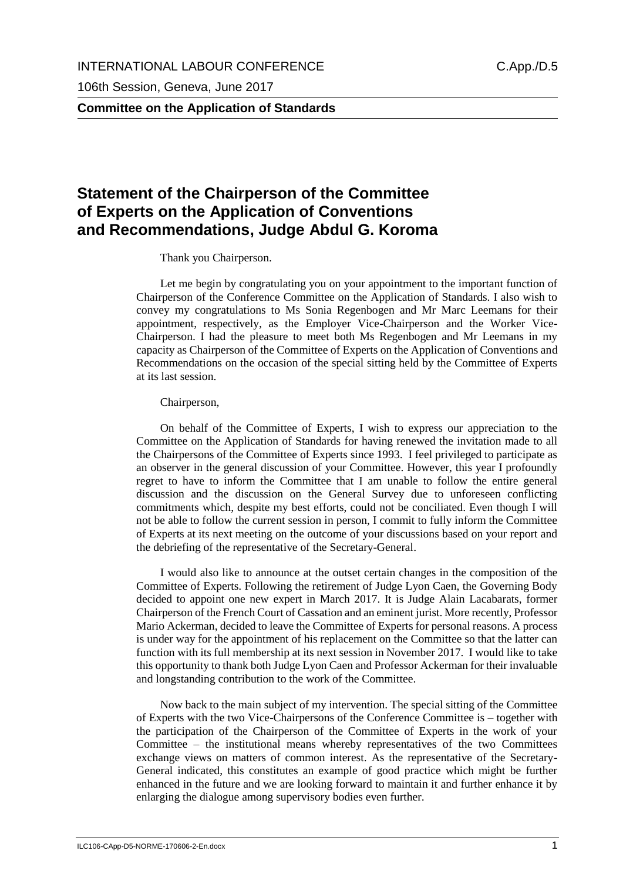INTERNATIONAL LABOUR CONFERENCE C.App./D.5

106th Session, Geneva, June 2017

**Committee on the Application of Standards**

# Statement of the Chairperson of the Committee of Experts on the Application of Conventions and Recommendations, Judge Abdul G. Koroma

Thank you Chairperson.

Let me begin by congratulating you on your appointment to the important function of Chairperson of the Conference Committee on the Application of Standards. I also wish to convey my congratulations to Ms Sonia Regenbogen and Mr Marc Leemans for their appointment, respectively, as the Employer Vice-Chairperson and the Worker Vice-Chairperson. I had the pleasure to meet both Ms Regenbogen and Mr Leemans in my capacity as Chairperson of the Committee of Experts on the Application of Conventions and Recommendations on the occasion of the special sitting held by the Committee of Experts at its last session.

Chairperson,

On behalf of the Committee of Experts, I wish to express our appreciation to the Committee on the Application of Standards for having renewed the invitation made to all the Chairpersons of the Committee of Experts since 1993. I feel privileged to participate as an observer in the general discussion of your Committee. However, this year I profoundly regret to have to inform the Committee that I am unable to follow the entire general discussion and the discussion on the General Survey due to unforeseen conflicting commitments which, despite my best efforts, could not be conciliated. Even though I will not be able to follow the current session in person, I commit to fully inform the Committee of Experts at its next meeting on the outcome of your discussions based on your report and the debriefing of the representative of the Secretary-General.

I would also like to announce at the outset certain changes in the composition of the Committee of Experts. Following the retirement of Judge Lyon Caen, the Governing Body decided to appoint one new expert in March 2017. It is Judge Alain Lacabarats, former Chairperson of the French Court of Cassation and an eminent jurist. More recently, Professor Mario Ackerman, decided to leave the Committee of Experts for personal reasons. A process is under way for the appointment of his replacement on the Committee so that the latter can function with its full membership at its next session in November 2017. I would like to take this opportunity to thank both Judge Lyon Caen and Professor Ackerman for their invaluable and longstanding contribution to the work of the Committee.

Now back to the main subject of my intervention. The special sitting of the Committee of Experts with the two Vice-Chairpersons of the Conference Committee is – together with the participation of the Chairperson of the Committee of Experts in the work of your Committee – the institutional means whereby representatives of the two Committees exchange views on matters of common interest. As the representative of the Secretary-General indicated, this constitutes an example of good practice which might be further enhanced in the future and we are looking forward to maintain it and further enhance it by enlarging the dialogue among supervisory bodies even further.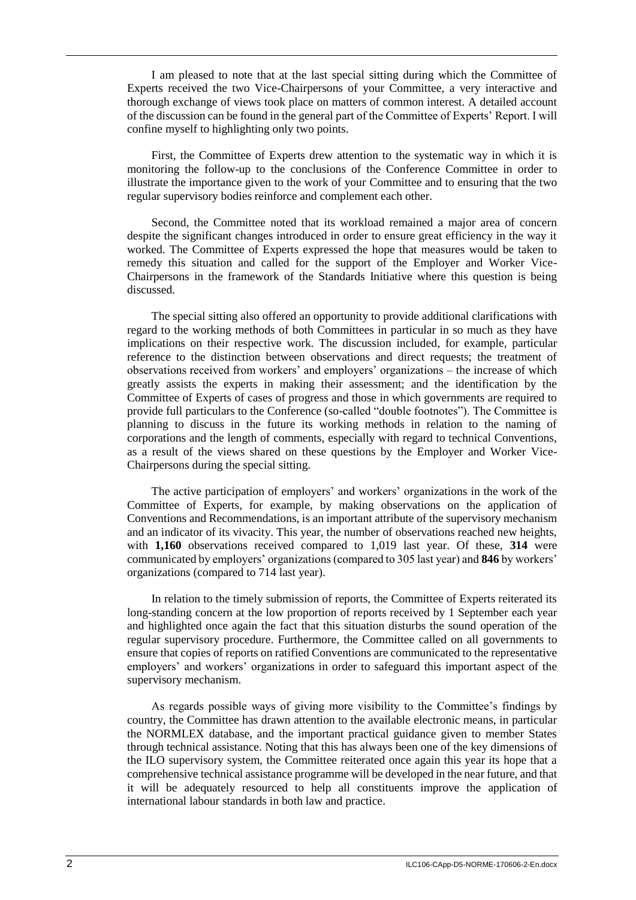I am pleased to note that at the last special sitting during which the Committee of Experts received the two Vice-Chairpersons of your Committee, a very interactive and thorough exchange of views took place on matters of common interest. A detailed account of the discussion can be found in the general part of the Committee of Experts' Report. I will confine myself to highlighting only two points.

First, the Committee of Experts drew attention to the systematic way in which it is monitoring the follow-up to the conclusions of the Conference Committee in order to illustrate the importance given to the work of your Committee and to ensuring that the two regular supervisory bodies reinforce and complement each other.

Second, the Committee noted that its workload remained a major area of concern despite the significant changes introduced in order to ensure great efficiency in the way it worked. The Committee of Experts expressed the hope that measures would be taken to remedy this situation and called for the support of the Employer and Worker Vice-Chairpersons in the framework of the Standards Initiative where this question is being discussed.

The special sitting also offered an opportunity to provide additional clarifications with regard to the working methods of both Committees in particular in so much as they have implications on their respective work. The discussion included, for example, particular reference to the distinction between observations and direct requests; the treatment of observations received from workers' and employers' organizations – the increase of which greatly assists the experts in making their assessment; and the identification by the Committee of Experts of cases of progress and those in which governments are required to provide full particulars to the Conference (so-called "double footnotes"). The Committee is planning to discuss in the future its working methods in relation to the naming of corporations and the length of comments, especially with regard to technical Conventions, as a result of the views shared on these questions by the Employer and Worker Vice-Chairpersons during the special sitting.

The active participation of employers' and workers' organizations in the work of the Committee of Experts, for example, by making observations on the application of Conventions and Recommendations, is an important attribute of the supervisory mechanism and an indicator of its vivacity. This year, the number of observations reached new heights, with **1,160** observations received compared to 1,019 last year. Of these, **314** were communicated by employers' organizations (compared to 305 last year) and **846** by workers' organizations (compared to 714 last year).

In relation to the timely submission of reports, the Committee of Experts reiterated its long-standing concern at the low proportion of reports received by 1 September each year and highlighted once again the fact that this situation disturbs the sound operation of the regular supervisory procedure. Furthermore, the Committee called on all governments to ensure that copies of reports on ratified Conventions are communicated to the representative employers' and workers' organizations in order to safeguard this important aspect of the supervisory mechanism.

As regards possible ways of giving more visibility to the Committee's findings by country, the Committee has drawn attention to the available electronic means, in particular the NORMLEX database, and the important practical guidance given to member States through technical assistance. Noting that this has always been one of the key dimensions of the ILO supervisory system, the Committee reiterated once again this year its hope that a comprehensive technical assistance programme will be developed in the near future, and that it will be adequately resourced to help all constituents improve the application of international labour standards in both law and practice.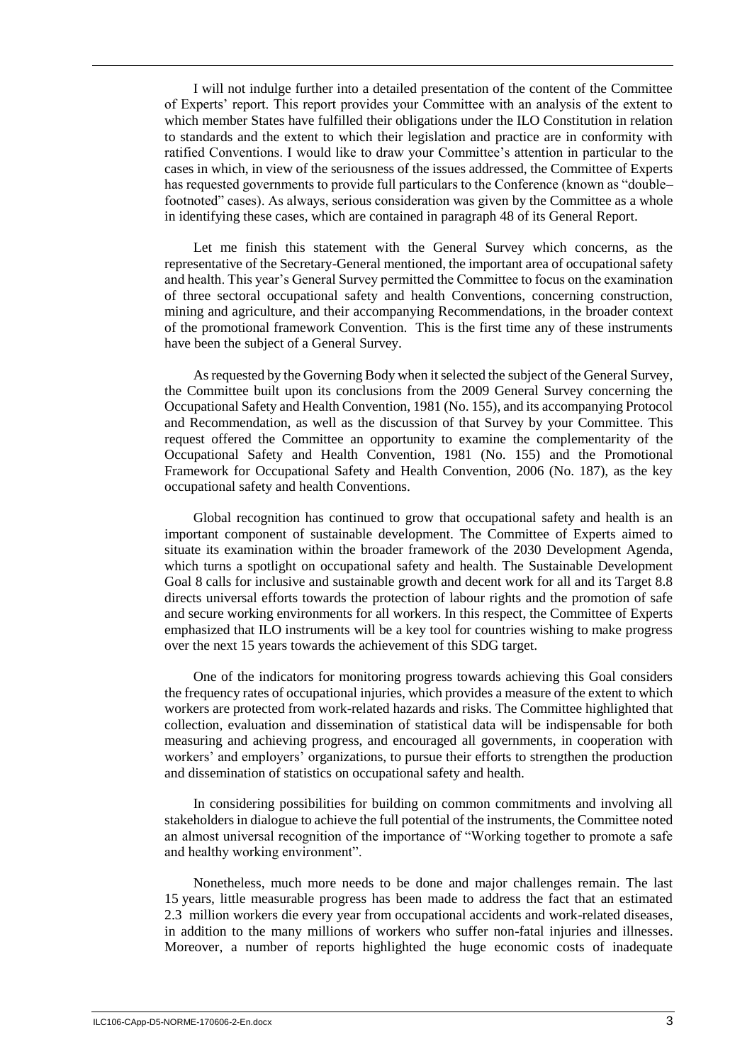I will not indulge further into a detailed presentation of the content of the Committee of Experts' report. This report provides your Committee with an analysis of the extent to which member States have fulfilled their obligations under the ILO Constitution in relation to standards and the extent to which their legislation and practice are in conformity with ratified Conventions. I would like to draw your Committee's attention in particular to the cases in which, in view of the seriousness of the issues addressed, the Committee of Experts has requested governments to provide full particulars to the Conference (known as "double–footnoted" cases). As always, serious consideration was given by the Committee as a whole in identifying these cases, which are contained in paragraph 48 of its General Report.

Let me finish this statement with the General Survey which concerns, as the representative of the Secretary-General mentioned, the important area of occupational safety and health. This year's General Survey permitted the Committee to focus on the examination of three sectoral occupational safety and health Conventions, concerning construction, mining and agriculture, and their accompanying Recommendations, in the broader context of the promotional framework Convention. This is the first time any of these instruments have been the subject of a General Survey.

As requested by the Governing Body when it selected the subject of the General Survey, the Committee built upon its conclusions from the 2009 General Survey concerning the Occupational Safety and Health Convention, 1981 (No. 155), and its accompanying Protocol and Recommendation, as well as the discussion of that Survey by your Committee. This request offered the Committee an opportunity to examine the complementarity of the Occupational Safety and Health Convention, 1981 (No. 155) and the Promotional Framework for Occupational Safety and Health Convention, 2006 (No. 187), as the key occupational safety and health Conventions.

Global recognition has continued to grow that occupational safety and health is an important component of sustainable development. The Committee of Experts aimed to situate its examination within the broader framework of the 2030 Development Agenda, which turns a spotlight on occupational safety and health. The Sustainable Development Goal 8 calls for inclusive and sustainable growth and decent work for all and its Target 8.8 directs universal efforts towards the protection of labour rights and the promotion of safe and secure working environments for all workers. In this respect, the Committee of Experts emphasized that ILO instruments will be a key tool for countries wishing to make progress over the next 15 years towards the achievement of this SDG target.

One of the indicators for monitoring progress towards achieving this Goal considers the frequency rates of occupational injuries, which provides a measure of the extent to which workers are protected from work-related hazards and risks. The Committee highlighted that collection, evaluation and dissemination of statistical data will be indispensable for both measuring and achieving progress, and encouraged all governments, in cooperation with workers' and employers' organizations, to pursue their efforts to strengthen the production and dissemination of statistics on occupational safety and health.

In considering possibilities for building on common commitments and involving all stakeholders in dialogue to achieve the full potential of the instruments, the Committee noted an almost universal recognition of the importance of "Working together to promote a safe and healthy working environment".

Nonetheless, much more needs to be done and major challenges remain. The last 15 years, little measurable progress has been made to address the fact that an estimated 2.3 million workers die every year from occupational accidents and work-related diseases, in addition to the many millions of workers who suffer non-fatal injuries and illnesses. Moreover, a number of reports highlighted the huge economic costs of inadequate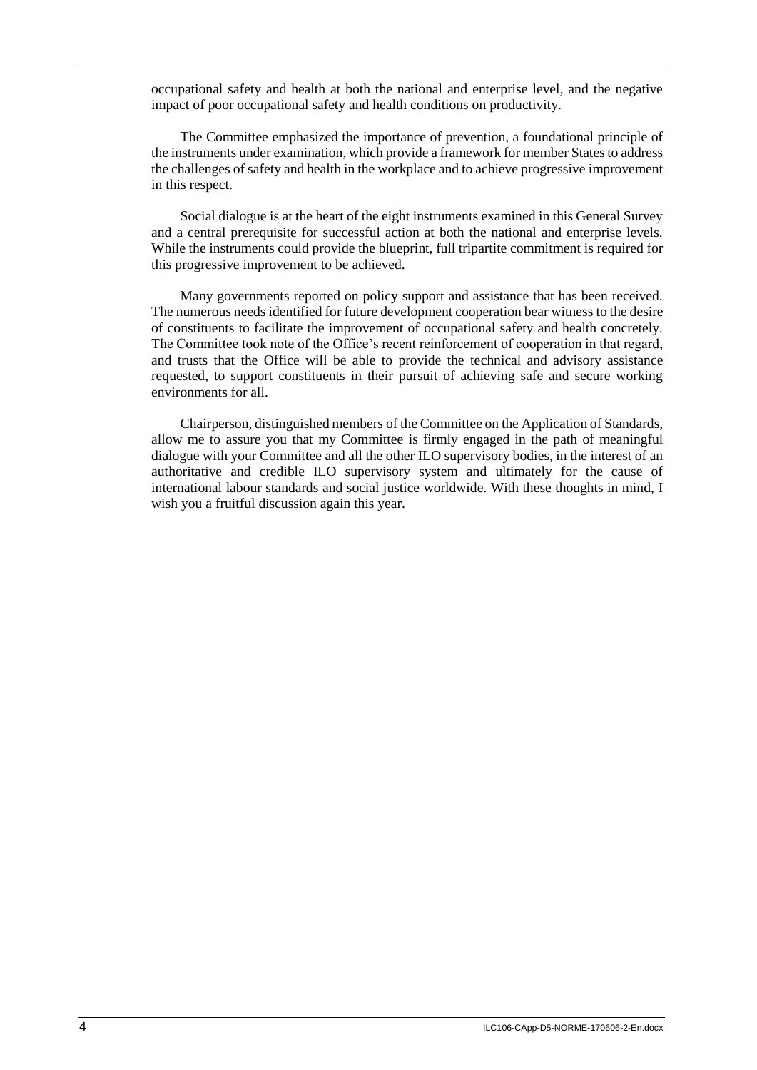occupational safety and health at both the national and enterprise level, and the negative impact of poor occupational safety and health conditions on productivity.

The Committee emphasized the importance of prevention, a foundational principle of the instruments under examination, which provide a framework for member States to address the challenges of safety and health in the workplace and to achieve progressive improvement in this respect.

Social dialogue is at the heart of the eight instruments examined in this General Survey and a central prerequisite for successful action at both the national and enterprise levels. While the instruments could provide the blueprint, full tripartite commitment is required for this progressive improvement to be achieved.

Many governments reported on policy support and assistance that has been received. The numerous needs identified for future development cooperation bear witness to the desire of constituents to facilitate the improvement of occupational safety and health concretely. The Committee took note of the Office's recent reinforcement of cooperation in that regard, and trusts that the Office will be able to provide the technical and advisory assistance requested, to support constituents in their pursuit of achieving safe and secure working environments for all.

Chairperson, distinguished members of the Committee on the Application of Standards, allow me to assure you that my Committee is firmly engaged in the path of meaningful dialogue with your Committee and all the other ILO supervisory bodies, in the interest of an authoritative and credible ILO supervisory system and ultimately for the cause of international labour standards and social justice worldwide. With these thoughts in mind, I wish you a fruitful discussion again this year.